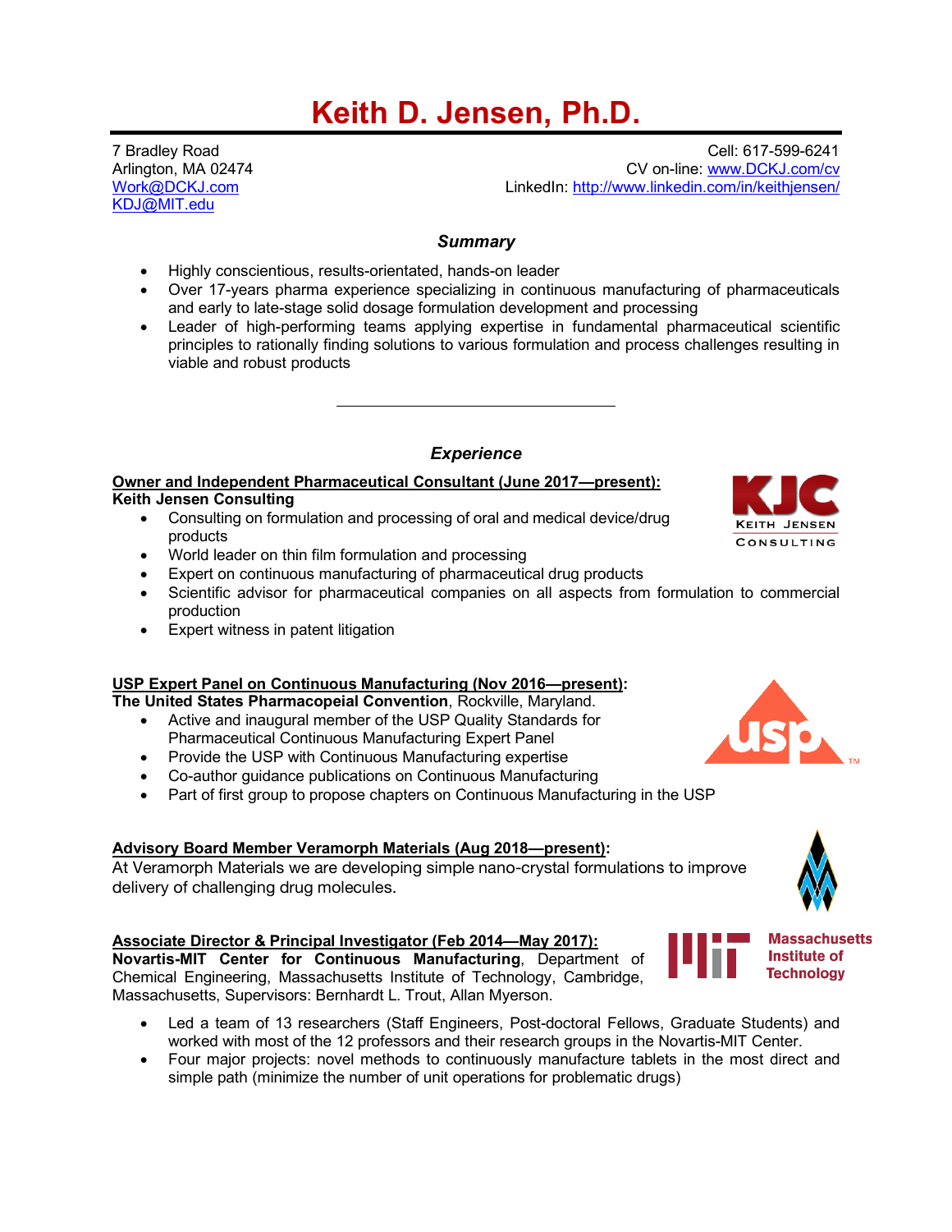# Keith D. Jensen, Ph.D.

7 Bradley Road
Arlington, MA 02474
Work@DCKJ.com
KDJ@MIT.edu

Cell: 617-599-6241
CV on-line: www.DCKJ.com/cv
LinkedIn: http://www.linkedin.com/in/keithjensen/

### *Summary*

- Highly conscientious, results-orientated, hands-on leader
- Over 17-years pharma experience specializing in continuous manufacturing of pharmaceuticals and early to late-stage solid dosage formulation development and processing
- Leader of high-performing teams applying expertise in fundamental pharmaceutical scientific principles to rationally finding solutions to various formulation and process challenges resulting in viable and robust products

---

### *Experience*

**Owner and Independent Pharmaceutical Consultant (June 2017—present):**
**Keith Jensen Consulting**

- Consulting on formulation and processing of oral and medical device/drug products
- World leader on thin film formulation and processing
- Expert on continuous manufacturing of pharmaceutical drug products
- Scientific advisor for pharmaceutical companies on all aspects from formulation to commercial production
- Expert witness in patent litigation

**USP Expert Panel on Continuous Manufacturing (Nov 2016—present):**
**The United States Pharmacopeial Convention**, Rockville, Maryland.

- Active and inaugural member of the USP Quality Standards for Pharmaceutical Continuous Manufacturing Expert Panel
- Provide the USP with Continuous Manufacturing expertise
- Co-author guidance publications on Continuous Manufacturing
- Part of first group to propose chapters on Continuous Manufacturing in the USP

**Advisory Board Member Veramorph Materials (Aug 2018—present):**
At Veramorph Materials we are developing simple nano-crystal formulations to improve delivery of challenging drug molecules.

**Associate Director & Principal Investigator (Feb 2014—May 2017):**
**Novartis-MIT Center for Continuous Manufacturing**, Department of Chemical Engineering, Massachusetts Institute of Technology, Cambridge, Massachusetts, Supervisors: Bernhardt L. Trout, Allan Myerson.

- Led a team of 13 researchers (Staff Engineers, Post-doctoral Fellows, Graduate Students) and worked with most of the 12 professors and their research groups in the Novartis-MIT Center.
- Four major projects: novel methods to continuously manufacture tablets in the most direct and simple path (minimize the number of unit operations for problematic drugs)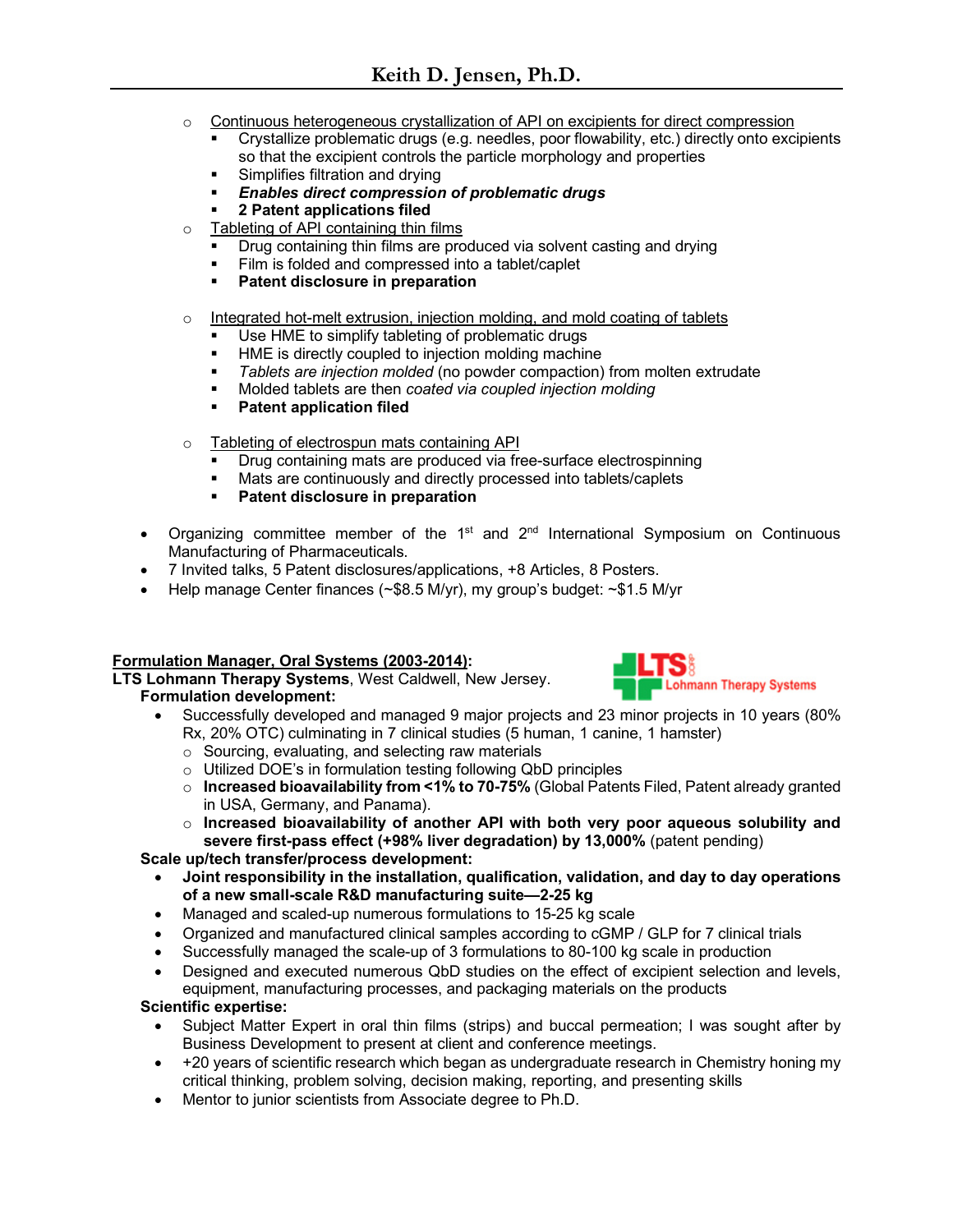- Continuous heterogeneous crystallization of API on excipients for direct compression
  - Crystallize problematic drugs (e.g. needles, poor flowability, etc.) directly onto excipients so that the excipient controls the particle morphology and properties
  - Simplifies filtration and drying
  - ***Enables direct compression of problematic drugs***
  - **2 Patent applications filed**
- Tableting of API containing thin films
  - Drug containing thin films are produced via solvent casting and drying
  - Film is folded and compressed into a tablet/caplet
  - **Patent disclosure in preparation**
- Integrated hot-melt extrusion, injection molding, and mold coating of tablets
  - Use HME to simplify tableting of problematic drugs
  - HME is directly coupled to injection molding machine
  - *Tablets are injection molded* (no powder compaction) from molten extrudate
  - Molded tablets are then *coated via coupled injection molding*
  - **Patent application filed**
- Tableting of electrospun mats containing API
  - Drug containing mats are produced via free-surface electrospinning
  - Mats are continuously and directly processed into tablets/caplets
  - **Patent disclosure in preparation**

- Organizing committee member of the 1st and 2nd International Symposium on Continuous Manufacturing of Pharmaceuticals.
- 7 Invited talks, 5 Patent disclosures/applications, +8 Articles, 8 Posters.
- Help manage Center finances (~$8.5 M/yr), my group's budget: ~$1.5 M/yr

**Formulation Manager, Oral Systems (2003-2014):**
**LTS Lohmann Therapy Systems**, West Caldwell, New Jersey.

**Formulation development:**

- Successfully developed and managed 9 major projects and 23 minor projects in 10 years (80% Rx, 20% OTC) culminating in 7 clinical studies (5 human, 1 canine, 1 hamster)
  - Sourcing, evaluating, and selecting raw materials
  - Utilized DOE's in formulation testing following QbD principles
  - **Increased bioavailability from <1% to 70-75%** (Global Patents Filed, Patent already granted in USA, Germany, and Panama).
  - **Increased bioavailability of another API with both very poor aqueous solubility and severe first-pass effect (+98% liver degradation) by 13,000%** (patent pending)

**Scale up/tech transfer/process development:**

- **Joint responsibility in the installation, qualification, validation, and day to day operations of a new small-scale R&D manufacturing suite—2-25 kg**
- Managed and scaled-up numerous formulations to 15-25 kg scale
- Organized and manufactured clinical samples according to cGMP / GLP for 7 clinical trials
- Successfully managed the scale-up of 3 formulations to 80-100 kg scale in production
- Designed and executed numerous QbD studies on the effect of excipient selection and levels, equipment, manufacturing processes, and packaging materials on the products

**Scientific expertise:**

- Subject Matter Expert in oral thin films (strips) and buccal permeation; I was sought after by Business Development to present at client and conference meetings.
- +20 years of scientific research which began as undergraduate research in Chemistry honing my critical thinking, problem solving, decision making, reporting, and presenting skills
- Mentor to junior scientists from Associate degree to Ph.D.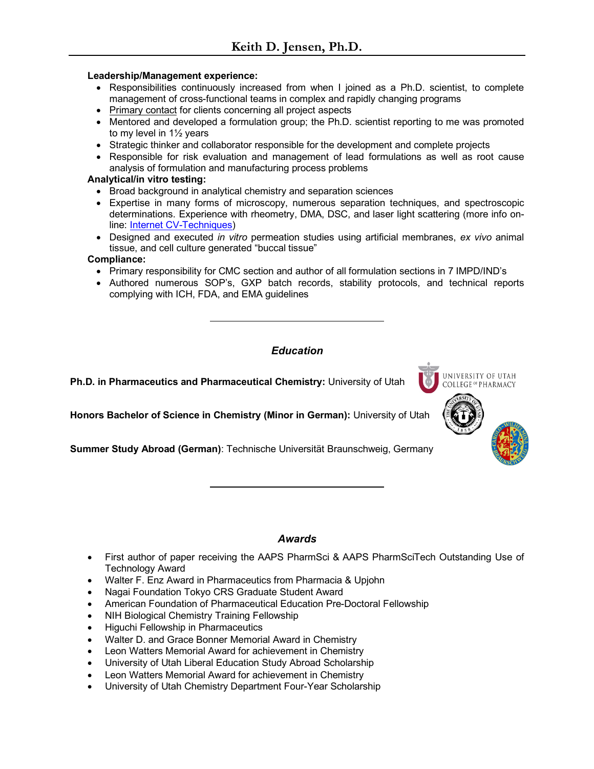**Leadership/Management experience:**

- Responsibilities continuously increased from when I joined as a Ph.D. scientist, to complete management of cross-functional teams in complex and rapidly changing programs
- Primary contact for clients concerning all project aspects
- Mentored and developed a formulation group; the Ph.D. scientist reporting to me was promoted to my level in 1½ years
- Strategic thinker and collaborator responsible for the development and complete projects
- Responsible for risk evaluation and management of lead formulations as well as root cause analysis of formulation and manufacturing process problems

**Analytical/in vitro testing:**

- Broad background in analytical chemistry and separation sciences
- Expertise in many forms of microscopy, numerous separation techniques, and spectroscopic determinations. Experience with rheometry, DMA, DSC, and laser light scattering (more info on-line: Internet CV-Techniques)
- Designed and executed *in vitro* permeation studies using artificial membranes, *ex vivo* animal tissue, and cell culture generated “buccal tissue”

**Compliance:**

- Primary responsibility for CMC section and author of all formulation sections in 7 IMPD/IND’s
- Authored numerous SOP’s, GXP batch records, stability protocols, and technical reports complying with ICH, FDA, and EMA guidelines

---

## *Education*

**Ph.D. in Pharmaceutics and Pharmaceutical Chemistry:** University of Utah

**Honors Bachelor of Science in Chemistry (Minor in German):** University of Utah

**Summer Study Abroad (German)**: Technische Universität Braunschweig, Germany

---

## *Awards*

- First author of paper receiving the AAPS PharmSci & AAPS PharmSciTech Outstanding Use of Technology Award
- Walter F. Enz Award in Pharmaceutics from Pharmacia & Upjohn
- Nagai Foundation Tokyo CRS Graduate Student Award
- American Foundation of Pharmaceutical Education Pre-Doctoral Fellowship
- NIH Biological Chemistry Training Fellowship
- Higuchi Fellowship in Pharmaceutics
- Walter D. and Grace Bonner Memorial Award in Chemistry
- Leon Watters Memorial Award for achievement in Chemistry
- University of Utah Liberal Education Study Abroad Scholarship
- Leon Watters Memorial Award for achievement in Chemistry
- University of Utah Chemistry Department Four-Year Scholarship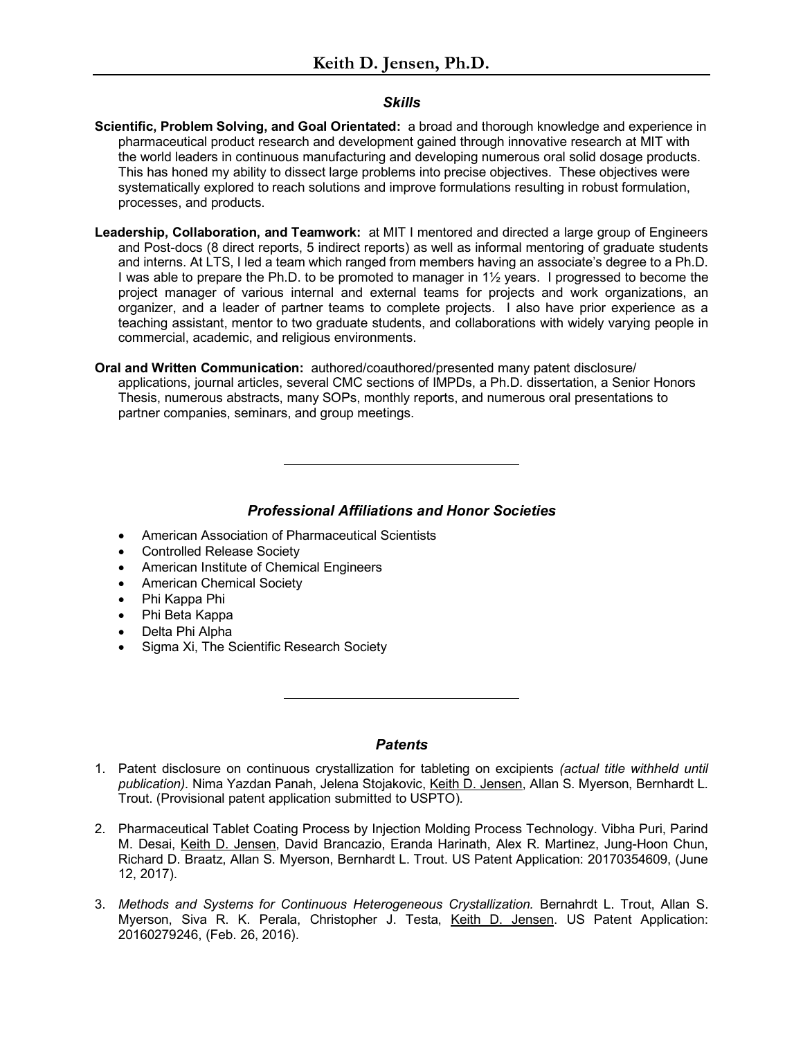### *Skills*

**Scientific, Problem Solving, and Goal Orientated:** a broad and thorough knowledge and experience in pharmaceutical product research and development gained through innovative research at MIT with the world leaders in continuous manufacturing and developing numerous oral solid dosage products. This has honed my ability to dissect large problems into precise objectives. These objectives were systematically explored to reach solutions and improve formulations resulting in robust formulation, processes, and products.

**Leadership, Collaboration, and Teamwork:** at MIT I mentored and directed a large group of Engineers and Post-docs (8 direct reports, 5 indirect reports) as well as informal mentoring of graduate students and interns. At LTS, I led a team which ranged from members having an associate's degree to a Ph.D. I was able to prepare the Ph.D. to be promoted to manager in 1½ years. I progressed to become the project manager of various internal and external teams for projects and work organizations, an organizer, and a leader of partner teams to complete projects. I also have prior experience as a teaching assistant, mentor to two graduate students, and collaborations with widely varying people in commercial, academic, and religious environments.

**Oral and Written Communication:** authored/coauthored/presented many patent disclosure/ applications, journal articles, several CMC sections of IMPDs, a Ph.D. dissertation, a Senior Honors Thesis, numerous abstracts, many SOPs, monthly reports, and numerous oral presentations to partner companies, seminars, and group meetings.

---

### *Professional Affiliations and Honor Societies*

- American Association of Pharmaceutical Scientists
- Controlled Release Society
- American Institute of Chemical Engineers
- American Chemical Society
- Phi Kappa Phi
- Phi Beta Kappa
- Delta Phi Alpha
- Sigma Xi, The Scientific Research Society

---

### *Patents*

1. Patent disclosure on continuous crystallization for tableting on excipients *(actual title withheld until publication).* Nima Yazdan Panah, Jelena Stojakovic, Keith D. Jensen, Allan S. Myerson, Bernhardt L. Trout. (Provisional patent application submitted to USPTO).

2. Pharmaceutical Tablet Coating Process by Injection Molding Process Technology. Vibha Puri, Parind M. Desai, Keith D. Jensen, David Brancazio, Eranda Harinath, Alex R. Martinez, Jung-Hoon Chun, Richard D. Braatz, Allan S. Myerson, Bernhardt L. Trout. US Patent Application: 20170354609, (June 12, 2017).

3. *Methods and Systems for Continuous Heterogeneous Crystallization.* Bernahrdt L. Trout, Allan S. Myerson, Siva R. K. Perala, Christopher J. Testa, Keith D. Jensen. US Patent Application: 20160279246, (Feb. 26, 2016).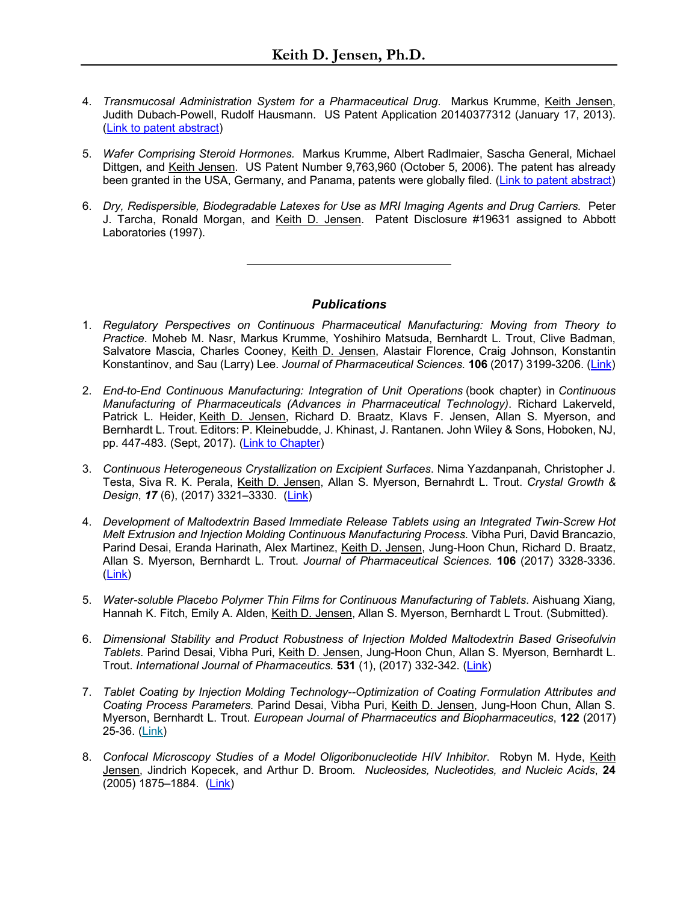4. *Transmucosal Administration System for a Pharmaceutical Drug*. Markus Krumme, Keith Jensen, Judith Dubach-Powell, Rudolf Hausmann. US Patent Application 20140377312 (January 17, 2013). (Link to patent abstract)

5. *Wafer Comprising Steroid Hormones.* Markus Krumme, Albert Radlmaier, Sascha General, Michael Dittgen, and Keith Jensen. US Patent Number 9,763,960 (October 5, 2006). The patent has already been granted in the USA, Germany, and Panama, patents were globally filed. (Link to patent abstract)

6. *Dry, Redispersible, Biodegradable Latexes for Use as MRI Imaging Agents and Drug Carriers.* Peter J. Tarcha, Ronald Morgan, and Keith D. Jensen. Patent Disclosure #19631 assigned to Abbott Laboratories (1997).

---

### *Publications*

1. *Regulatory Perspectives on Continuous Pharmaceutical Manufacturing: Moving from Theory to Practice*. Moheb M. Nasr, Markus Krumme, Yoshihiro Matsuda, Bernhardt L. Trout, Clive Badman, Salvatore Mascia, Charles Cooney, Keith D. Jensen, Alastair Florence, Craig Johnson, Konstantin Konstantinov, and Sau (Larry) Lee. *Journal of Pharmaceutical Sciences.* **106** (2017) 3199-3206. (Link)

2. *End-to-End Continuous Manufacturing: Integration of Unit Operations* (book chapter) in *Continuous Manufacturing of Pharmaceuticals (Advances in Pharmaceutical Technology)*. Richard Lakerveld, Patrick L. Heider, Keith D. Jensen, Richard D. Braatz, Klavs F. Jensen, Allan S. Myerson, and Bernhardt L. Trout. Editors: P. Kleinebudde, J. Khinast, J. Rantanen. John Wiley & Sons, Hoboken, NJ, pp. 447-483. (Sept, 2017). (Link to Chapter)

3. *Continuous Heterogeneous Crystallization on Excipient Surfaces*. Nima Yazdanpanah, Christopher J. Testa, Siva R. K. Perala, Keith D. Jensen, Allan S. Myerson, Bernahrdt L. Trout. *Crystal Growth & Design*, ***17*** (6), (2017) 3321–3330. (Link)

4. *Development of Maltodextrin Based Immediate Release Tablets using an Integrated Twin-Screw Hot Melt Extrusion and Injection Molding Continuous Manufacturing Process.* Vibha Puri, David Brancazio, Parind Desai, Eranda Harinath, Alex Martinez, Keith D. Jensen, Jung-Hoon Chun, Richard D. Braatz, Allan S. Myerson, Bernhardt L. Trout. *Journal of Pharmaceutical Sciences.* **106** (2017) 3328-3336. (Link)

5. *Water-soluble Placebo Polymer Thin Films for Continuous Manufacturing of Tablets*. Aishuang Xiang, Hannah K. Fitch, Emily A. Alden, Keith D. Jensen, Allan S. Myerson, Bernhardt L Trout. (Submitted).

6. *Dimensional Stability and Product Robustness of Injection Molded Maltodextrin Based Griseofulvin Tablets*. Parind Desai, Vibha Puri, Keith D. Jensen, Jung-Hoon Chun, Allan S. Myerson, Bernhardt L. Trout. *International Journal of Pharmaceutics.* **531** (1), (2017) 332-342. (Link)

7. *Tablet Coating by Injection Molding Technology--Optimization of Coating Formulation Attributes and Coating Process Parameters.* Parind Desai, Vibha Puri, Keith D. Jensen, Jung-Hoon Chun, Allan S. Myerson, Bernhardt L. Trout. *European Journal of Pharmaceutics and Biopharmaceutics*, **122** (2017) 25-36. (Link)

8. *Confocal Microscopy Studies of a Model Oligoribonucleotide HIV Inhibitor.* Robyn M. Hyde, Keith Jensen, Jindrich Kopecek, and Arthur D. Broom. *Nucleosides, Nucleotides, and Nucleic Acids*, **24** (2005) 1875–1884. (Link)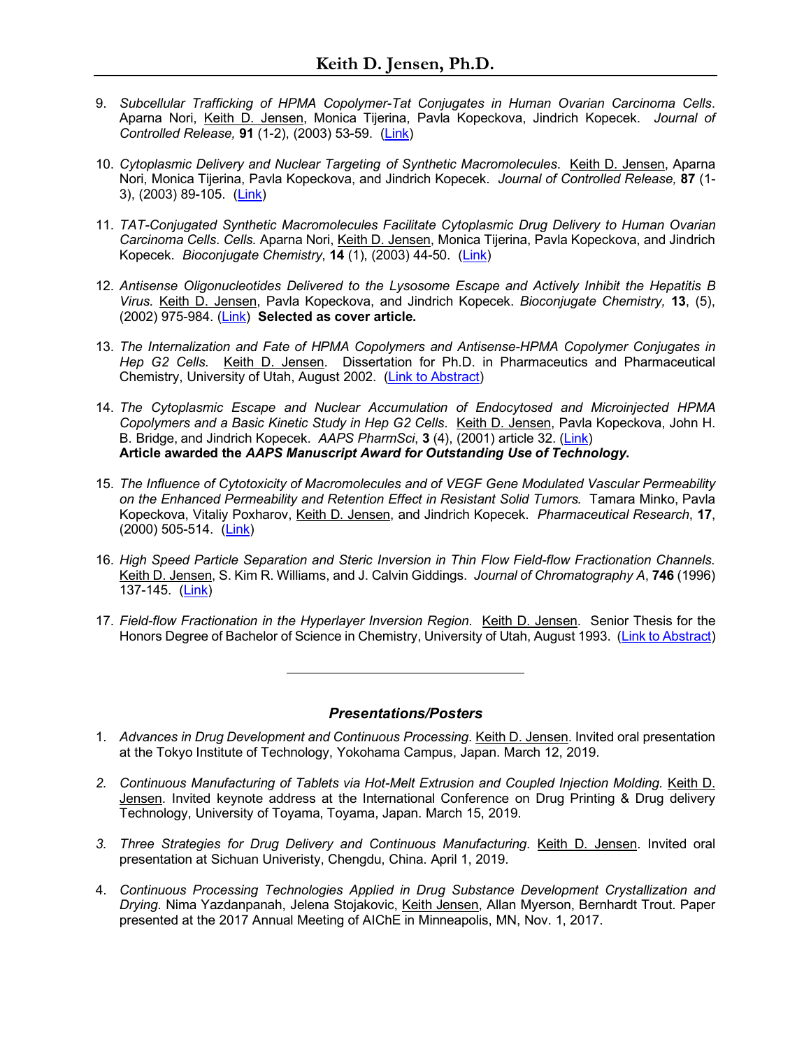9. *Subcellular Trafficking of HPMA Copolymer-Tat Conjugates in Human Ovarian Carcinoma Cells*. Aparna Nori, Keith D. Jensen, Monica Tijerina, Pavla Kopeckova, Jindrich Kopecek. *Journal of Controlled Release,* **91** (1-2), (2003) 53-59. (Link)

10. *Cytoplasmic Delivery and Nuclear Targeting of Synthetic Macromolecules*. Keith D. Jensen, Aparna Nori, Monica Tijerina, Pavla Kopeckova, and Jindrich Kopecek. *Journal of Controlled Release,* **87** (1-3), (2003) 89-105. (Link)

11. *TAT-Conjugated Synthetic Macromolecules Facilitate Cytoplasmic Drug Delivery to Human Ovarian Carcinoma Cells*. *Cells.* Aparna Nori, Keith D. Jensen, Monica Tijerina, Pavla Kopeckova, and Jindrich Kopecek. *Bioconjugate Chemistry*, **14** (1), (2003) 44-50. (Link)

12. *Antisense Oligonucleotides Delivered to the Lysosome Escape and Actively Inhibit the Hepatitis B Virus.* Keith D. Jensen, Pavla Kopeckova, and Jindrich Kopecek. *Bioconjugate Chemistry,* **13**, (5), (2002) 975-984. (Link) **Selected as cover article.**

13. *The Internalization and Fate of HPMA Copolymers and Antisense-HPMA Copolymer Conjugates in Hep G2 Cells.* Keith D. Jensen. Dissertation for Ph.D. in Pharmaceutics and Pharmaceutical Chemistry, University of Utah, August 2002. (Link to Abstract)

14. *The Cytoplasmic Escape and Nuclear Accumulation of Endocytosed and Microinjected HPMA Copolymers and a Basic Kinetic Study in Hep G2 Cells.* Keith D. Jensen, Pavla Kopeckova, John H. B. Bridge, and Jindrich Kopecek. *AAPS PharmSci*, **3** (4), (2001) article 32. (Link)
**Article awarded the *AAPS Manuscript Award for Outstanding Use of Technology*.**

15. *The Influence of Cytotoxicity of Macromolecules and of VEGF Gene Modulated Vascular Permeability on the Enhanced Permeability and Retention Effect in Resistant Solid Tumors.* Tamara Minko, Pavla Kopeckova, Vitaliy Poxharov, Keith D. Jensen, and Jindrich Kopecek. *Pharmaceutical Research*, **17**, (2000) 505-514. (Link)

16. *High Speed Particle Separation and Steric Inversion in Thin Flow Field-flow Fractionation Channels.* Keith D. Jensen, S. Kim R. Williams, and J. Calvin Giddings. *Journal of Chromatography A*, **746** (1996) 137-145. (Link)

17. *Field-flow Fractionation in the Hyperlayer Inversion Region*. Keith D. Jensen. Senior Thesis for the Honors Degree of Bachelor of Science in Chemistry, University of Utah, August 1993. (Link to Abstract)

---

### *Presentations/Posters*

1. *Advances in Drug Development and Continuous Processing*. Keith D. Jensen. Invited oral presentation at the Tokyo Institute of Technology, Yokohama Campus, Japan. March 12, 2019.

2. *Continuous Manufacturing of Tablets via Hot-Melt Extrusion and Coupled Injection Molding.* Keith D. Jensen. Invited keynote address at the International Conference on Drug Printing & Drug delivery Technology, University of Toyama, Toyama, Japan. March 15, 2019.

3. *Three Strategies for Drug Delivery and Continuous Manufacturing*. Keith D. Jensen. Invited oral presentation at Sichuan Univeristy, Chengdu, China. April 1, 2019.

4. *Continuous Processing Technologies Applied in Drug Substance Development Crystallization and Drying.* Nima Yazdanpanah, Jelena Stojakovic, Keith Jensen, Allan Myerson, Bernhardt Trout. Paper presented at the 2017 Annual Meeting of AIChE in Minneapolis, MN, Nov. 1, 2017.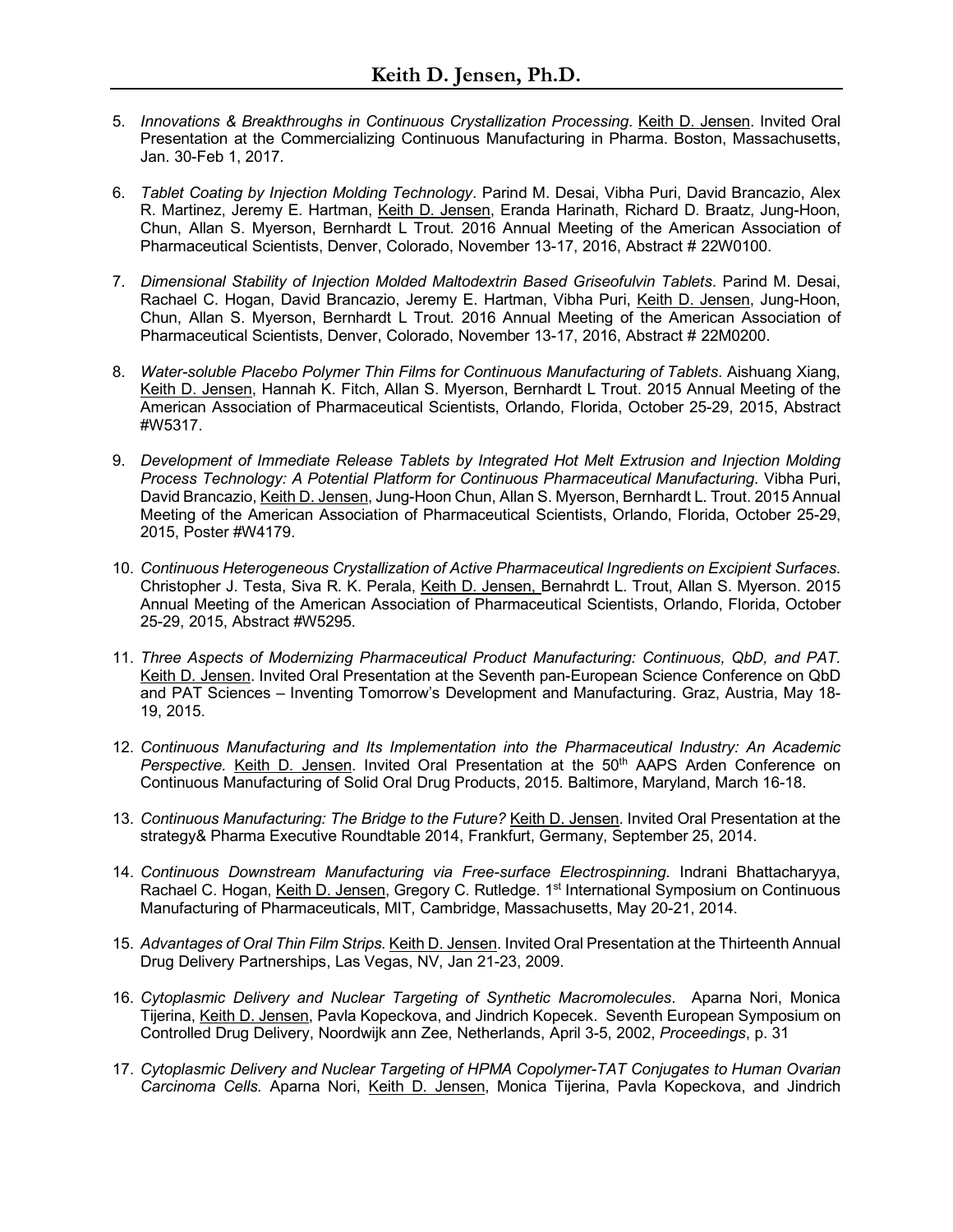5. *Innovations & Breakthroughs in Continuous Crystallization Processing*. Keith D. Jensen. Invited Oral Presentation at the Commercializing Continuous Manufacturing in Pharma. Boston, Massachusetts, Jan. 30-Feb 1, 2017.

6. *Tablet Coating by Injection Molding Technology*. Parind M. Desai, Vibha Puri, David Brancazio, Alex R. Martinez, Jeremy E. Hartman, Keith D. Jensen, Eranda Harinath, Richard D. Braatz, Jung-Hoon, Chun, Allan S. Myerson, Bernhardt L Trout. 2016 Annual Meeting of the American Association of Pharmaceutical Scientists, Denver, Colorado, November 13-17, 2016, Abstract # 22W0100.

7. *Dimensional Stability of Injection Molded Maltodextrin Based Griseofulvin Tablets*. Parind M. Desai, Rachael C. Hogan, David Brancazio, Jeremy E. Hartman, Vibha Puri, Keith D. Jensen, Jung-Hoon, Chun, Allan S. Myerson, Bernhardt L Trout. 2016 Annual Meeting of the American Association of Pharmaceutical Scientists, Denver, Colorado, November 13-17, 2016, Abstract # 22M0200.

8. *Water-soluble Placebo Polymer Thin Films for Continuous Manufacturing of Tablets*. Aishuang Xiang, Keith D. Jensen, Hannah K. Fitch, Allan S. Myerson, Bernhardt L Trout. 2015 Annual Meeting of the American Association of Pharmaceutical Scientists, Orlando, Florida, October 25-29, 2015, Abstract #W5317.

9. *Development of Immediate Release Tablets by Integrated Hot Melt Extrusion and Injection Molding Process Technology: A Potential Platform for Continuous Pharmaceutical Manufacturing*. Vibha Puri, David Brancazio, Keith D. Jensen, Jung-Hoon Chun, Allan S. Myerson, Bernhardt L. Trout. 2015 Annual Meeting of the American Association of Pharmaceutical Scientists, Orlando, Florida, October 25-29, 2015, Poster #W4179.

10. *Continuous Heterogeneous Crystallization of Active Pharmaceutical Ingredients on Excipient Surfaces*. Christopher J. Testa, Siva R. K. Perala, Keith D. Jensen, Bernahrdt L. Trout, Allan S. Myerson. 2015 Annual Meeting of the American Association of Pharmaceutical Scientists, Orlando, Florida, October 25-29, 2015, Abstract #W5295.

11. *Three Aspects of Modernizing Pharmaceutical Product Manufacturing: Continuous, QbD, and PAT.* Keith D. Jensen. Invited Oral Presentation at the Seventh pan-European Science Conference on QbD and PAT Sciences – Inventing Tomorrow's Development and Manufacturing. Graz, Austria, May 18-19, 2015.

12. *Continuous Manufacturing and Its Implementation into the Pharmaceutical Industry: An Academic Perspective.* Keith D. Jensen. Invited Oral Presentation at the 50th AAPS Arden Conference on Continuous Manufacturing of Solid Oral Drug Products, 2015. Baltimore, Maryland, March 16-18.

13. *Continuous Manufacturing: The Bridge to the Future?* Keith D. Jensen. Invited Oral Presentation at the strategy& Pharma Executive Roundtable 2014, Frankfurt, Germany, September 25, 2014.

14. *Continuous Downstream Manufacturing via Free-surface Electrospinning*. Indrani Bhattacharyya, Rachael C. Hogan, Keith D. Jensen, Gregory C. Rutledge. 1st International Symposium on Continuous Manufacturing of Pharmaceuticals, MIT, Cambridge, Massachusetts, May 20-21, 2014.

15. *Advantages of Oral Thin Film Strips*. Keith D. Jensen. Invited Oral Presentation at the Thirteenth Annual Drug Delivery Partnerships, Las Vegas, NV, Jan 21-23, 2009.

16. *Cytoplasmic Delivery and Nuclear Targeting of Synthetic Macromolecules*. Aparna Nori, Monica Tijerina, Keith D. Jensen, Pavla Kopeckova, and Jindrich Kopecek. Seventh European Symposium on Controlled Drug Delivery, Noordwijk ann Zee, Netherlands, April 3-5, 2002, *Proceedings*, p. 31

17. *Cytoplasmic Delivery and Nuclear Targeting of HPMA Copolymer-TAT Conjugates to Human Ovarian Carcinoma Cells.* Aparna Nori, Keith D. Jensen, Monica Tijerina, Pavla Kopeckova, and Jindrich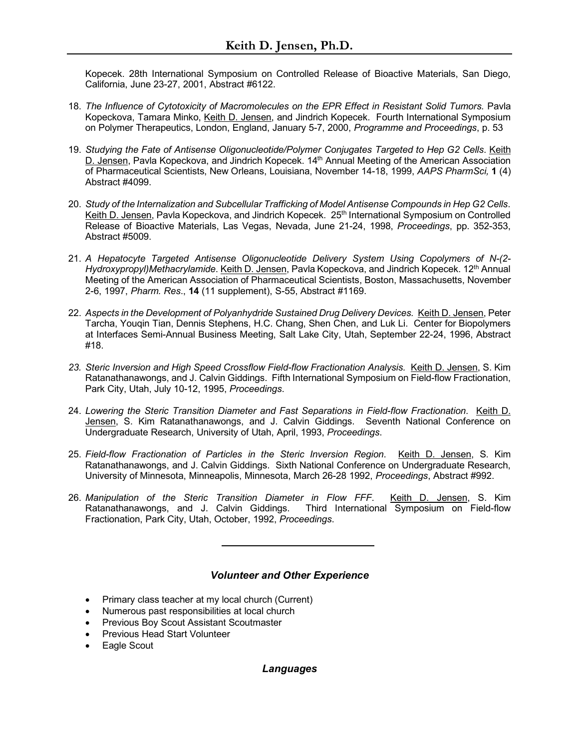Kopecek. 28th International Symposium on Controlled Release of Bioactive Materials, San Diego, California, June 23-27, 2001, Abstract #6122.

18. *The Influence of Cytotoxicity of Macromolecules on the EPR Effect in Resistant Solid Tumors.* Pavla Kopeckova, Tamara Minko, <u>Keith D. Jensen</u>, and Jindrich Kopecek. Fourth International Symposium on Polymer Therapeutics, London, England, January 5-7, 2000, *Programme and Proceedings*, p. 53

19. *Studying the Fate of Antisense Oligonucleotide/Polymer Conjugates Targeted to Hep G2 Cells*. <u>Keith D. Jensen</u>, Pavla Kopeckova, and Jindrich Kopecek. 14th Annual Meeting of the American Association of Pharmaceutical Scientists, New Orleans, Louisiana, November 14-18, 1999, *AAPS PharmSci,* **1** (4) Abstract #4099.

20. *Study of the Internalization and Subcellular Trafficking of Model Antisense Compounds in Hep G2 Cells*. <u>Keith D. Jensen</u>, Pavla Kopeckova, and Jindrich Kopecek. 25th International Symposium on Controlled Release of Bioactive Materials, Las Vegas, Nevada, June 21-24, 1998, *Proceedings*, pp. 352-353, Abstract #5009.

21. *A Hepatocyte Targeted Antisense Oligonucleotide Delivery System Using Copolymers of N-(2-Hydroxypropyl)Methacrylamide.* <u>Keith D. Jensen</u>, Pavla Kopeckova, and Jindrich Kopecek. 12th Annual Meeting of the American Association of Pharmaceutical Scientists, Boston, Massachusetts, November 2-6, 1997, *Pharm. Res*., **14** (11 supplement), S-55, Abstract #1169.

22. *Aspects in the Development of Polyanhydride Sustained Drug Delivery Devices.* <u>Keith D. Jensen</u>, Peter Tarcha, Youqin Tian, Dennis Stephens, H.C. Chang, Shen Chen, and Luk Li. Center for Biopolymers at Interfaces Semi-Annual Business Meeting, Salt Lake City, Utah, September 22-24, 1996, Abstract #18.

23. *Steric Inversion and High Speed Crossflow Field-flow Fractionation Analysis.* <u>Keith D. Jensen</u>, S. Kim Ratanathanawongs, and J. Calvin Giddings. Fifth International Symposium on Field-flow Fractionation, Park City, Utah, July 10-12, 1995, *Proceedings*.

24. *Lowering the Steric Transition Diameter and Fast Separations in Field-flow Fractionation*. <u>Keith D. Jensen</u>, S. Kim Ratanathanawongs, and J. Calvin Giddings. Seventh National Conference on Undergraduate Research, University of Utah, April, 1993, *Proceedings*.

25. *Field-flow Fractionation of Particles in the Steric Inversion Region*. <u>Keith D. Jensen</u>, S. Kim Ratanathanawongs, and J. Calvin Giddings. Sixth National Conference on Undergraduate Research, University of Minnesota, Minneapolis, Minnesota, March 26-28 1992, *Proceedings*, Abstract #992.

26. *Manipulation of the Steric Transition Diameter in Flow FFF*. <u>Keith D. Jensen</u>, S. Kim Ratanathanawongs, and J. Calvin Giddings. Third International Symposium on Field-flow Fractionation, Park City, Utah, October, 1992, *Proceedings*.

---

## *Volunteer and Other Experience*

- Primary class teacher at my local church (Current)
- Numerous past responsibilities at local church
- Previous Boy Scout Assistant Scoutmaster
- Previous Head Start Volunteer
- Eagle Scout

## *Languages*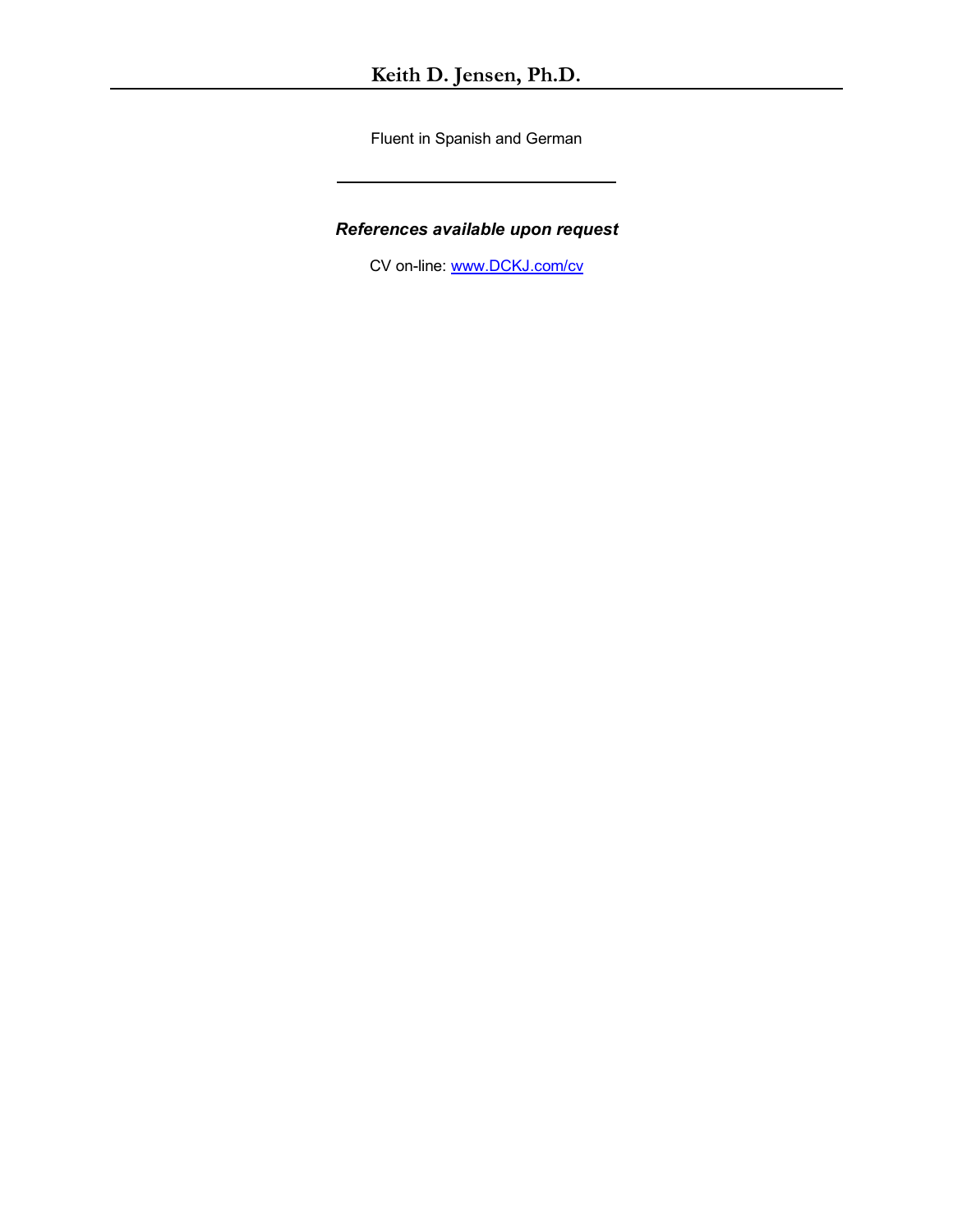Fluent in Spanish and German

---

***References available upon request***

CV on-line: [www.DCKJ.com/cv](www.DCKJ.com/cv)